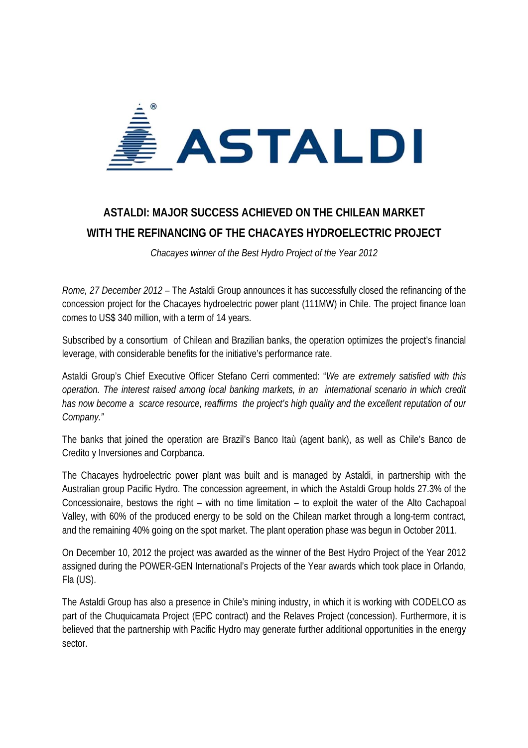# ASTALDI: MAJOR SUCCESS ACHIEVED ON THE CHILEAN MARKET WITH THE REFINANCING OF THE CHACAYES HYDROELECTRIC PROJECT

*Chacayes winner of the Best Hydro Project of the Year 2012*

*Rome, 27 December 2012* – The Astaldi Group announces it has successfully closed the refinancing of the concession project for the Chacayes hydroelectric power plant (111MW) in Chile. The project finance loan comes to US$ 340 million, with a term of 14 years.

Subscribed by a consortium of Chilean and Brazilian banks, the operation optimizes the project's financial leverage, with considerable benefits for the initiative's performance rate.

Astaldi Group's Chief Executive Officer Stefano Cerri commented: "*We are extremely satisfied with this operation. The interest raised among local banking markets, in an international scenario in which credit has now become a scarce resource, reaffirms the project's high quality and the excellent reputation of our Company."*

The banks that joined the operation are Brazil's Banco Itaù (agent bank), as well as Chile's Banco de Credito y Inversiones and Corpbanca.

The Chacayes hydroelectric power plant was built and is managed by Astaldi, in partnership with the Australian group Pacific Hydro. The concession agreement, in which the Astaldi Group holds 27.3% of the Concessionaire, bestows the right – with no time limitation – to exploit the water of the Alto Cachapoal Valley, with 60% of the produced energy to be sold on the Chilean market through a long-term contract, and the remaining 40% going on the spot market. The plant operation phase was begun in October 2011.

On December 10, 2012 the project was awarded as the winner of the Best Hydro Project of the Year 2012 assigned during the POWER-GEN International's Projects of the Year awards which took place in Orlando, Fla (US).

The Astaldi Group has also a presence in Chile's mining industry, in which it is working with CODELCO as part of the Chuquicamata Project (EPC contract) and the Relaves Project (concession). Furthermore, it is believed that the partnership with Pacific Hydro may generate further additional opportunities in the energy sector.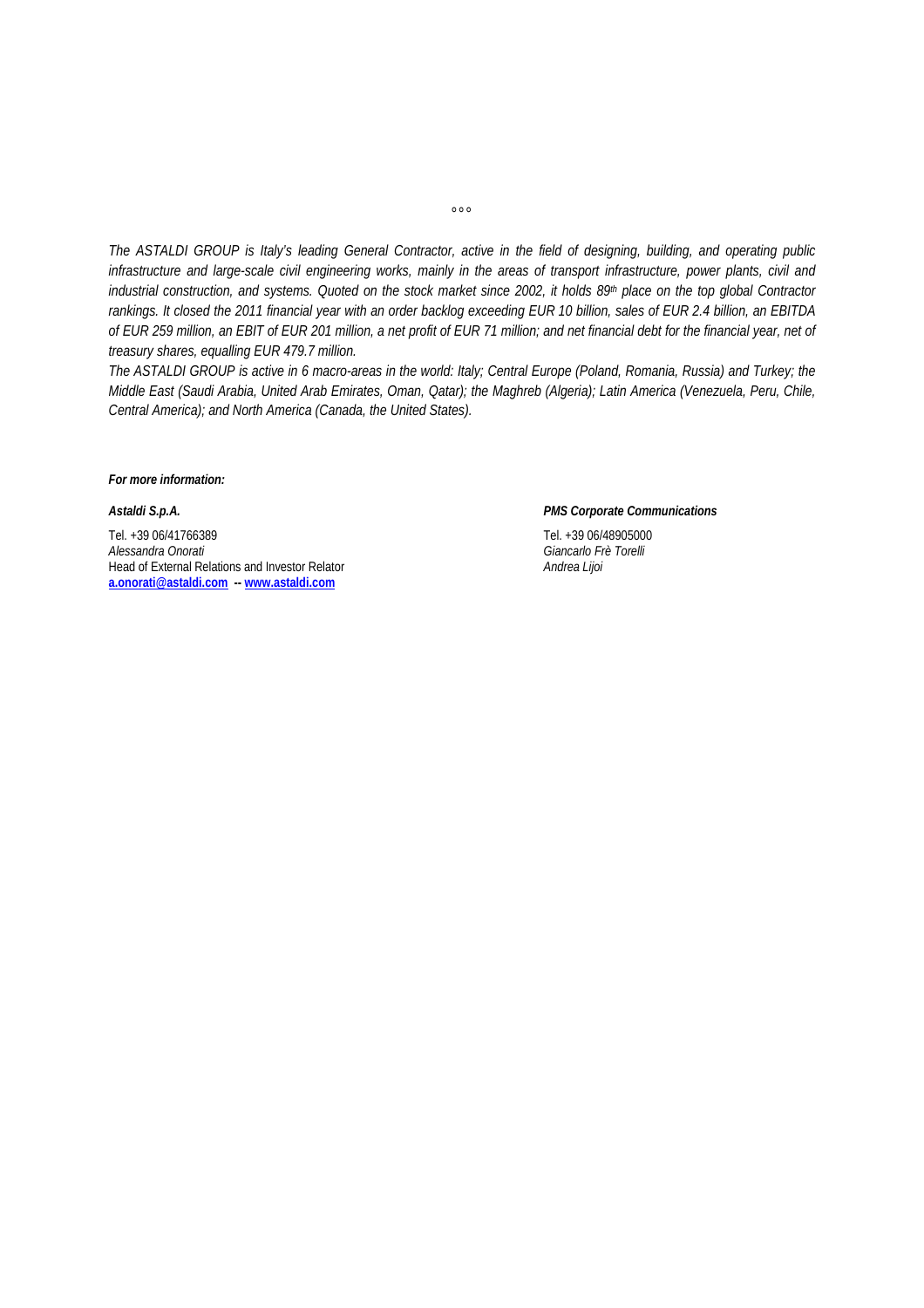°°°

*The ASTALDI GROUP is Italy's leading General Contractor, active in the field of designing, building, and operating public infrastructure and large-scale civil engineering works, mainly in the areas of transport infrastructure, power plants, civil and industrial construction, and systems. Quoted on the stock market since 2002, it holds 89th place on the top global Contractor rankings. It closed the 2011 financial year with an order backlog exceeding EUR 10 billion, sales of EUR 2.4 billion, an EBITDA of EUR 259 million, an EBIT of EUR 201 million, a net profit of EUR 71 million; and net financial debt for the financial year, net of treasury shares, equalling EUR 479.7 million.*

*The ASTALDI GROUP is active in 6 macro-areas in the world: Italy; Central Europe (Poland, Romania, Russia) and Turkey; the Middle East (Saudi Arabia, United Arab Emirates, Oman, Qatar); the Maghreb (Algeria); Latin America (Venezuela, Peru, Chile, Central America); and North America (Canada, the United States).*

***For more information:***

***Astaldi S.p.A.***

Tel. +39 06/41766389
*Alessandra Onorati*
Head of External Relations and Investor Relator
**a.onorati@astaldi.com -- www.astaldi.com**

***PMS Corporate Communications***

Tel. +39 06/48905000
*Giancarlo Frè Torelli*
*Andrea Lijoi*